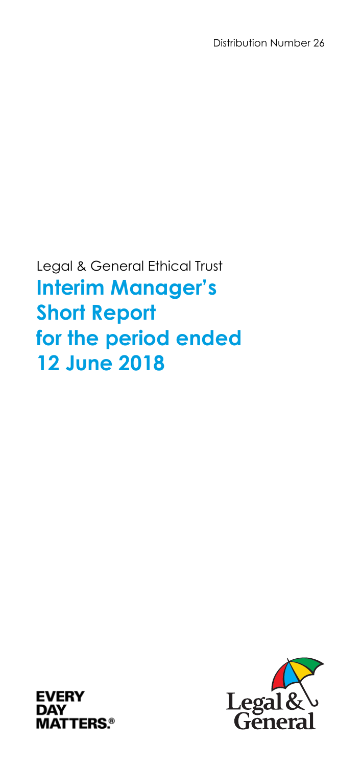Distribution Number 26

Legal & General Ethical Trust

# Interim Manager's Short Report for the period ended 12 June 2018

EVERY DAY MATTERS.®

Legal & General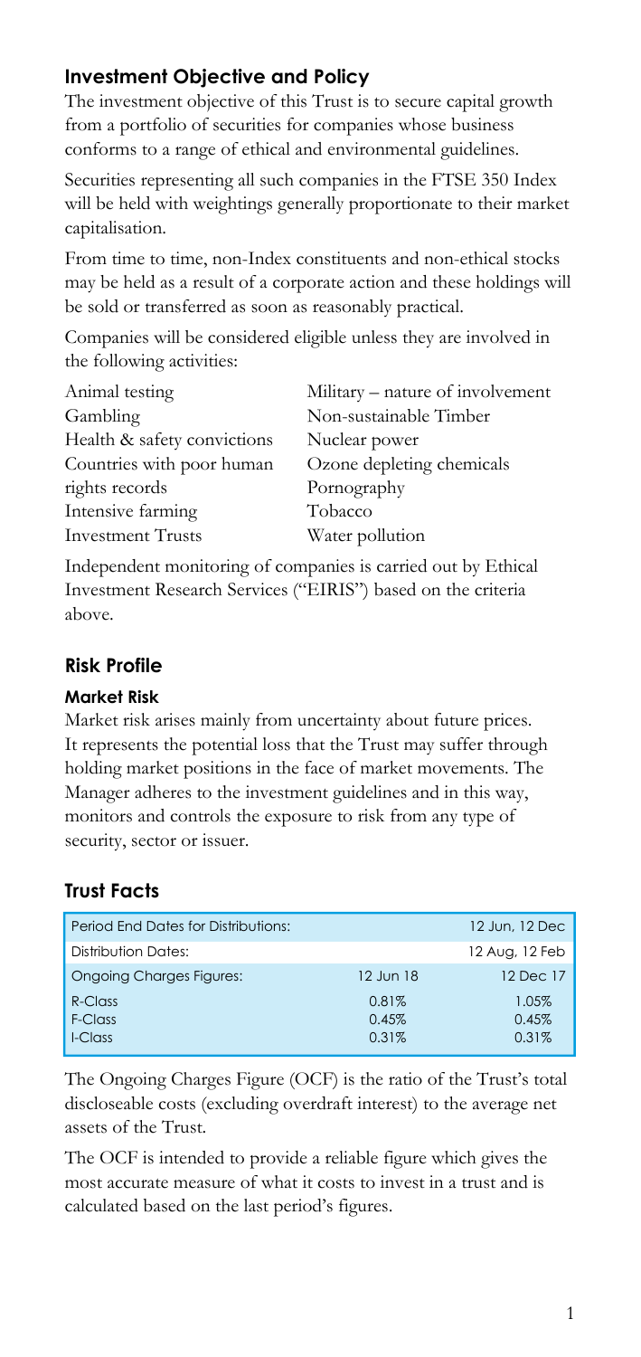## Investment Objective and Policy

The investment objective of this Trust is to secure capital growth from a portfolio of securities for companies whose business conforms to a range of ethical and environmental guidelines.

Securities representing all such companies in the FTSE 350 Index will be held with weightings generally proportionate to their market capitalisation.

From time to time, non-Index constituents and non-ethical stocks may be held as a result of a corporate action and these holdings will be sold or transferred as soon as reasonably practical.

Companies will be considered eligible unless they are involved in the following activities:

- Animal testing
- Gambling
- Health & safety convictions
- Countries with poor human rights records
- Intensive farming
- Investment Trusts
- Military – nature of involvement
- Non-sustainable Timber
- Nuclear power
- Ozone depleting chemicals
- Pornography
- Tobacco
- Water pollution

Independent monitoring of companies is carried out by Ethical Investment Research Services ("EIRIS") based on the criteria above.

## Risk Profile

### Market Risk

Market risk arises mainly from uncertainty about future prices. It represents the potential loss that the Trust may suffer through holding market positions in the face of market movements. The Manager adheres to the investment guidelines and in this way, monitors and controls the exposure to risk from any type of security, sector or issuer.

## Trust Facts

| Period End Dates for Distributions: | | 12 Jun, 12 Dec |
|---|---|---|
| Distribution Dates: | | 12 Aug, 12 Feb |
| Ongoing Charges Figures: | 12 Jun 18 | 12 Dec 17 |
| R-Class | 0.81% | 1.05% |
| F-Class | 0.45% | 0.45% |
| I-Class | 0.31% | 0.31% |

The Ongoing Charges Figure (OCF) is the ratio of the Trust's total discloseable costs (excluding overdraft interest) to the average net assets of the Trust.

The OCF is intended to provide a reliable figure which gives the most accurate measure of what it costs to invest in a trust and is calculated based on the last period's figures.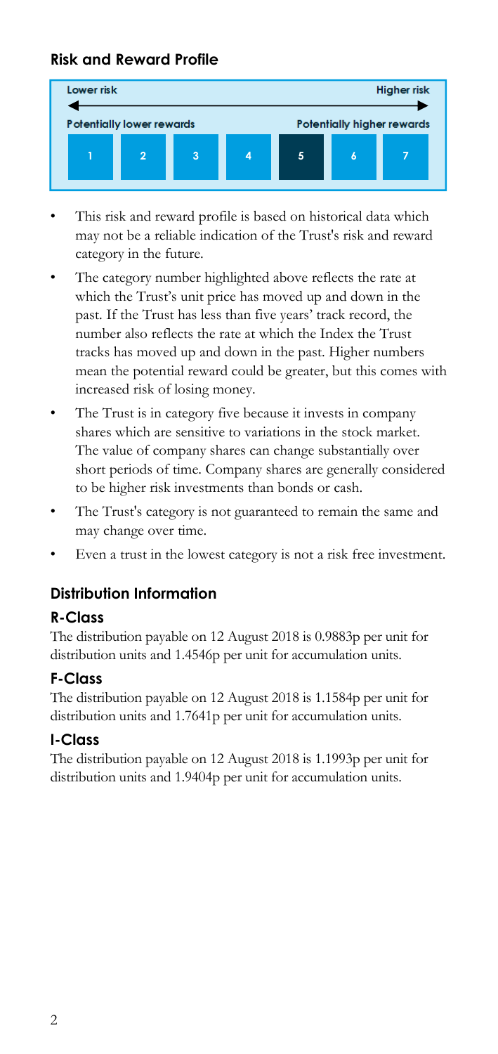## Risk and Reward Profile

| Lower risk | | | | | | Higher risk |
|---|---|---|---|---|---|---|
| Potentially lower rewards | | | | Potentially higher rewards | | |
| 1 | 2 | 3 | 4 | **5** | 6 | 7 |

- This risk and reward profile is based on historical data which may not be a reliable indication of the Trust's risk and reward category in the future.
- The category number highlighted above reflects the rate at which the Trust's unit price has moved up and down in the past. If the Trust has less than five years' track record, the number also reflects the rate at which the Index the Trust tracks has moved up and down in the past. Higher numbers mean the potential reward could be greater, but this comes with increased risk of losing money.
- The Trust is in category five because it invests in company shares which are sensitive to variations in the stock market. The value of company shares can change substantially over short periods of time. Company shares are generally considered to be higher risk investments than bonds or cash.
- The Trust's category is not guaranteed to remain the same and may change over time.
- Even a trust in the lowest category is not a risk free investment.

## Distribution Information

### R-Class

The distribution payable on 12 August 2018 is 0.9883p per unit for distribution units and 1.4546p per unit for accumulation units.

### F-Class

The distribution payable on 12 August 2018 is 1.1584p per unit for distribution units and 1.7641p per unit for accumulation units.

### I-Class

The distribution payable on 12 August 2018 is 1.1993p per unit for distribution units and 1.9404p per unit for accumulation units.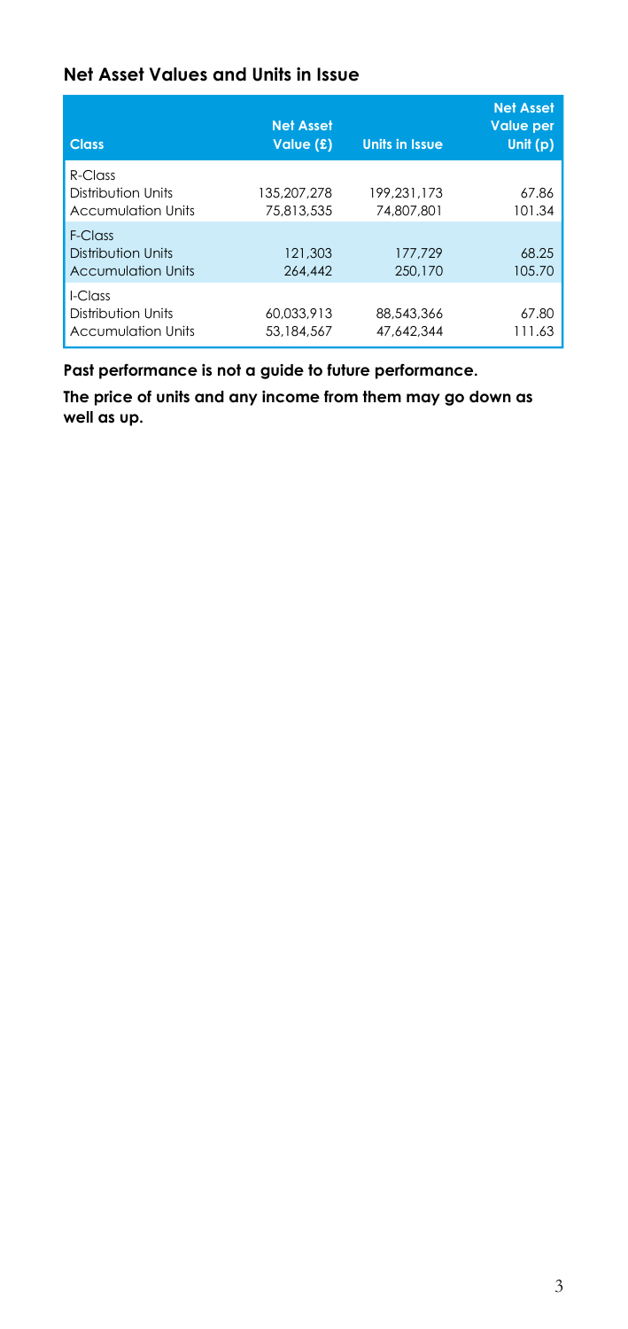## Net Asset Values and Units in Issue

| Class | Net Asset Value (£) | Units in Issue | Net Asset Value per Unit (p) |
|---|---|---|---|
| R-Class | | | |
| Distribution Units | 135,207,278 | 199,231,173 | 67.86 |
| Accumulation Units | 75,813,535 | 74,807,801 | 101.34 |
| F-Class | | | |
| Distribution Units | 121,303 | 177,729 | 68.25 |
| Accumulation Units | 264,442 | 250,170 | 105.70 |
| I-Class | | | |
| Distribution Units | 60,033,913 | 88,543,366 | 67.80 |
| Accumulation Units | 53,184,567 | 47,642,344 | 111.63 |

**Past performance is not a guide to future performance.**

**The price of units and any income from them may go down as well as up.**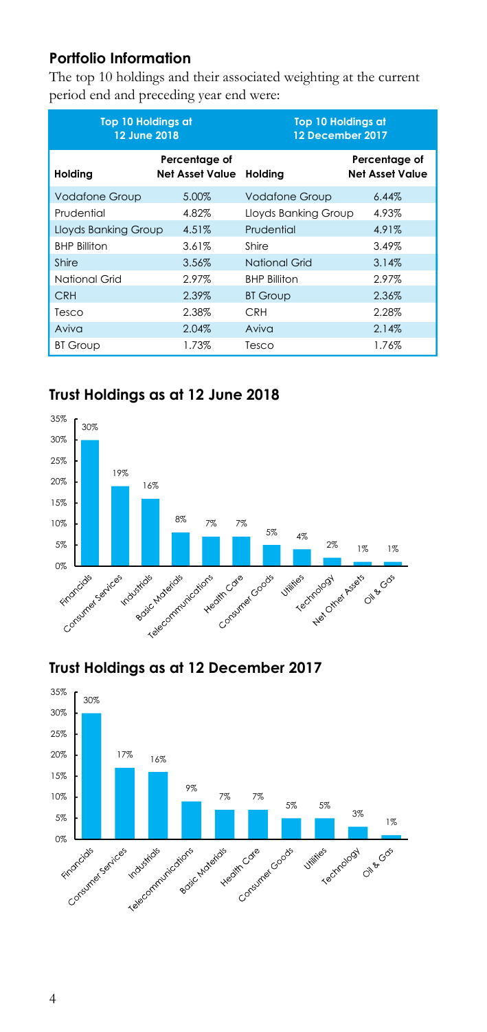## Portfolio Information

The top 10 holdings and their associated weighting at the current period end and preceding year end were:

| Top 10 Holdings at 12 June 2018 | | Top 10 Holdings at 12 December 2017 | |
|---|---|---|---|
| **Holding** | **Percentage of Net Asset Value** | **Holding** | **Percentage of Net Asset Value** |
| Vodafone Group | 5.00% | Vodafone Group | 6.44% |
| Prudential | 4.82% | Lloyds Banking Group | 4.93% |
| Lloyds Banking Group | 4.51% | Prudential | 4.91% |
| BHP Billiton | 3.61% | Shire | 3.49% |
| Shire | 3.56% | National Grid | 3.14% |
| National Grid | 2.97% | BHP Billiton | 2.97% |
| CRH | 2.39% | BT Group | 2.36% |
| Tesco | 2.38% | CRH | 2.28% |
| Aviva | 2.04% | Aviva | 2.14% |
| BT Group | 1.73% | Tesco | 1.76% |

## Trust Holdings as at 12 June 2018

| Sector | % |
|---|---|
| Financials | 30% |
| Consumer Services | 19% |
| Industrials | 16% |
| Basic Materials | 8% |
| Telecommunications | 7% |
| Health Care | 7% |
| Consumer Goods | 5% |
| Utilities | 4% |
| Technology | 2% |
| Net Other Assets | 1% |
| Oil & Gas | 1% |

## Trust Holdings as at 12 December 2017

| Sector | % |
|---|---|
| Financials | 30% |
| Consumer Services | 17% |
| Industrials | 16% |
| Telecommunications | 9% |
| Basic Materials | 7% |
| Health Care | 7% |
| Consumer Goods | 5% |
| Utilities | 5% |
| Technology | 3% |
| Oil & Gas | 1% |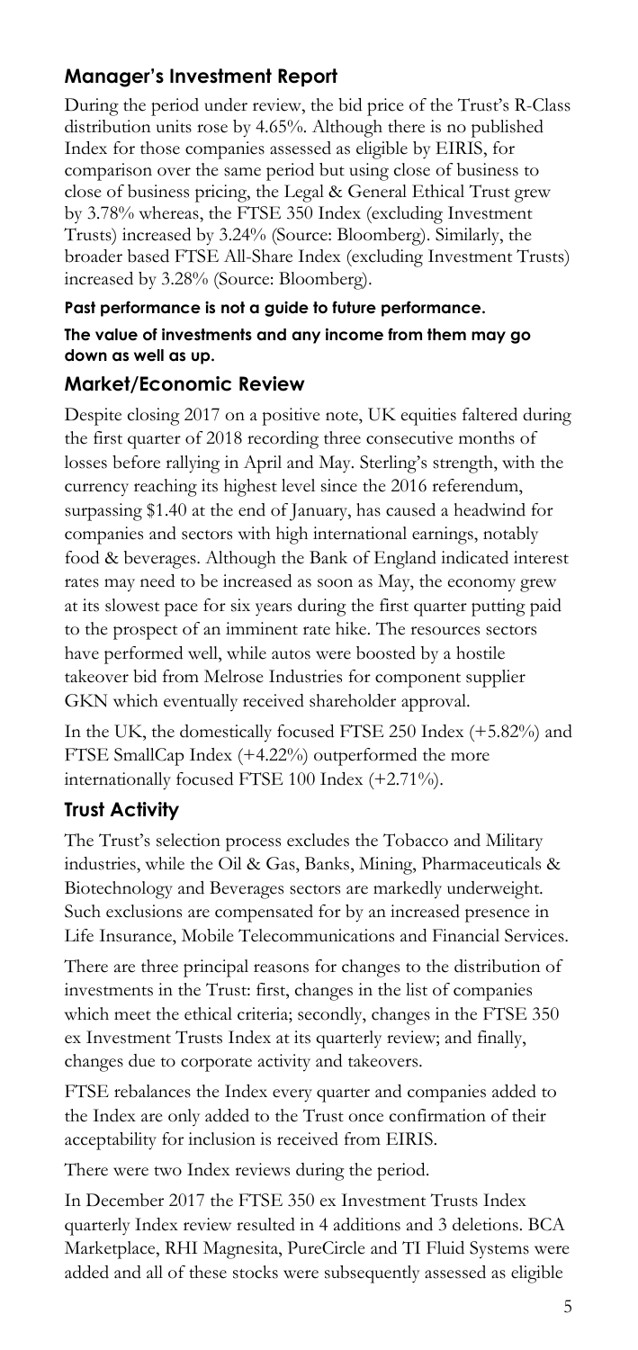## Manager's Investment Report

During the period under review, the bid price of the Trust's R-Class distribution units rose by 4.65%. Although there is no published Index for those companies assessed as eligible by EIRIS, for comparison over the same period but using close of business to close of business pricing, the Legal & General Ethical Trust grew by 3.78% whereas, the FTSE 350 Index (excluding Investment Trusts) increased by 3.24% (Source: Bloomberg). Similarly, the broader based FTSE All-Share Index (excluding Investment Trusts) increased by 3.28% (Source: Bloomberg).

**Past performance is not a guide to future performance.**

**The value of investments and any income from them may go down as well as up.**

## Market/Economic Review

Despite closing 2017 on a positive note, UK equities faltered during the first quarter of 2018 recording three consecutive months of losses before rallying in April and May. Sterling's strength, with the currency reaching its highest level since the 2016 referendum, surpassing $1.40 at the end of January, has caused a headwind for companies and sectors with high international earnings, notably food & beverages. Although the Bank of England indicated interest rates may need to be increased as soon as May, the economy grew at its slowest pace for six years during the first quarter putting paid to the prospect of an imminent rate hike. The resources sectors have performed well, while autos were boosted by a hostile takeover bid from Melrose Industries for component supplier GKN which eventually received shareholder approval.

In the UK, the domestically focused FTSE 250 Index (+5.82%) and FTSE SmallCap Index (+4.22%) outperformed the more internationally focused FTSE 100 Index (+2.71%).

## Trust Activity

The Trust's selection process excludes the Tobacco and Military industries, while the Oil & Gas, Banks, Mining, Pharmaceuticals & Biotechnology and Beverages sectors are markedly underweight. Such exclusions are compensated for by an increased presence in Life Insurance, Mobile Telecommunications and Financial Services.

There are three principal reasons for changes to the distribution of investments in the Trust: first, changes in the list of companies which meet the ethical criteria; secondly, changes in the FTSE 350 ex Investment Trusts Index at its quarterly review; and finally, changes due to corporate activity and takeovers.

FTSE rebalances the Index every quarter and companies added to the Index are only added to the Trust once confirmation of their acceptability for inclusion is received from EIRIS.

There were two Index reviews during the period.

In December 2017 the FTSE 350 ex Investment Trusts Index quarterly Index review resulted in 4 additions and 3 deletions. BCA Marketplace, RHI Magnesita, PureCircle and TI Fluid Systems were added and all of these stocks were subsequently assessed as eligible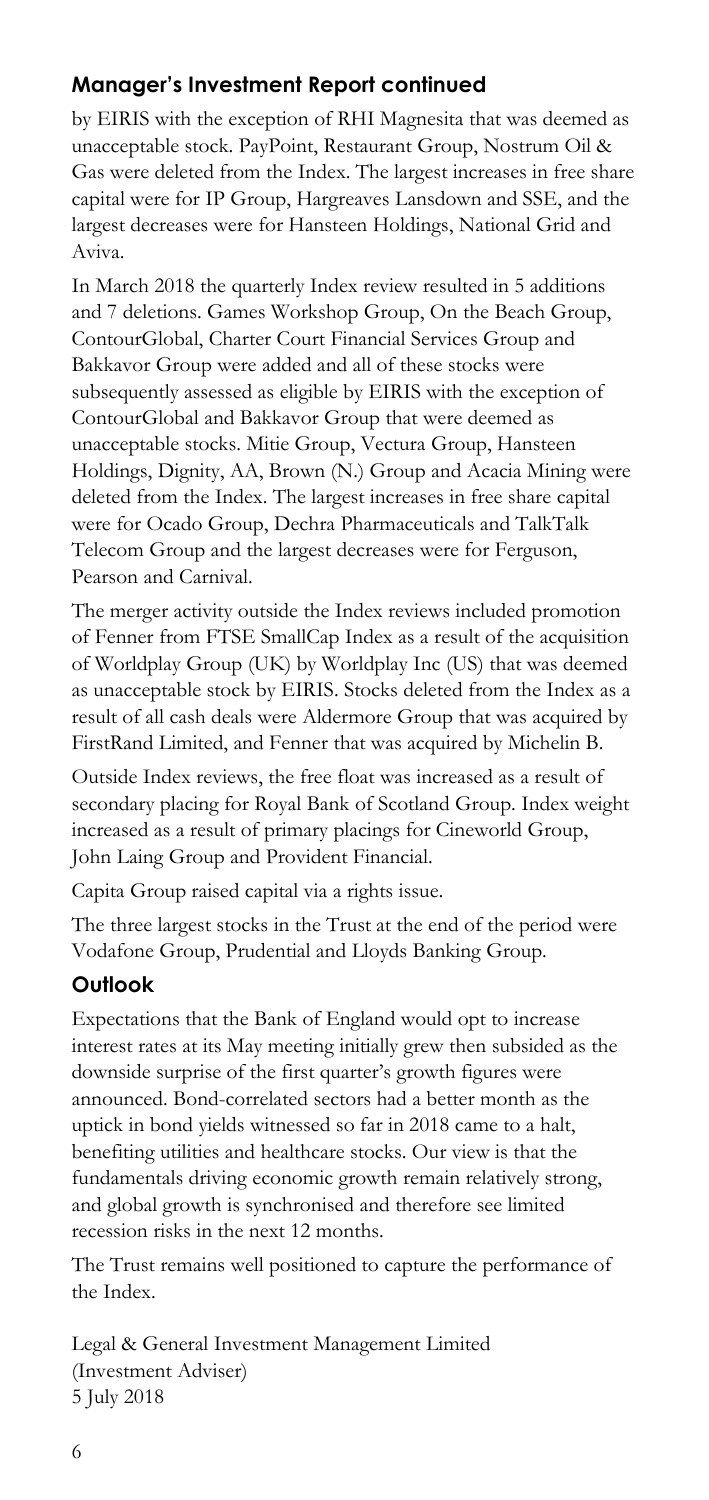## Manager's Investment Report continued

by EIRIS with the exception of RHI Magnesita that was deemed as unacceptable stock. PayPoint, Restaurant Group, Nostrum Oil & Gas were deleted from the Index. The largest increases in free share capital were for IP Group, Hargreaves Lansdown and SSE, and the largest decreases were for Hansteen Holdings, National Grid and Aviva.

In March 2018 the quarterly Index review resulted in 5 additions and 7 deletions. Games Workshop Group, On the Beach Group, ContourGlobal, Charter Court Financial Services Group and Bakkavor Group were added and all of these stocks were subsequently assessed as eligible by EIRIS with the exception of ContourGlobal and Bakkavor Group that were deemed as unacceptable stocks. Mitie Group, Vectura Group, Hansteen Holdings, Dignity, AA, Brown (N.) Group and Acacia Mining were deleted from the Index. The largest increases in free share capital were for Ocado Group, Dechra Pharmaceuticals and TalkTalk Telecom Group and the largest decreases were for Ferguson, Pearson and Carnival.

The merger activity outside the Index reviews included promotion of Fenner from FTSE SmallCap Index as a result of the acquisition of Worldplay Group (UK) by Worldplay Inc (US) that was deemed as unacceptable stock by EIRIS. Stocks deleted from the Index as a result of all cash deals were Aldermore Group that was acquired by FirstRand Limited, and Fenner that was acquired by Michelin B.

Outside Index reviews, the free float was increased as a result of secondary placing for Royal Bank of Scotland Group. Index weight increased as a result of primary placings for Cineworld Group, John Laing Group and Provident Financial.

Capita Group raised capital via a rights issue.

The three largest stocks in the Trust at the end of the period were Vodafone Group, Prudential and Lloyds Banking Group.

### Outlook

Expectations that the Bank of England would opt to increase interest rates at its May meeting initially grew then subsided as the downside surprise of the first quarter's growth figures were announced. Bond-correlated sectors had a better month as the uptick in bond yields witnessed so far in 2018 came to a halt, benefiting utilities and healthcare stocks. Our view is that the fundamentals driving economic growth remain relatively strong, and global growth is synchronised and therefore see limited recession risks in the next 12 months.

The Trust remains well positioned to capture the performance of the Index.

Legal & General Investment Management Limited
(Investment Adviser)
5 July 2018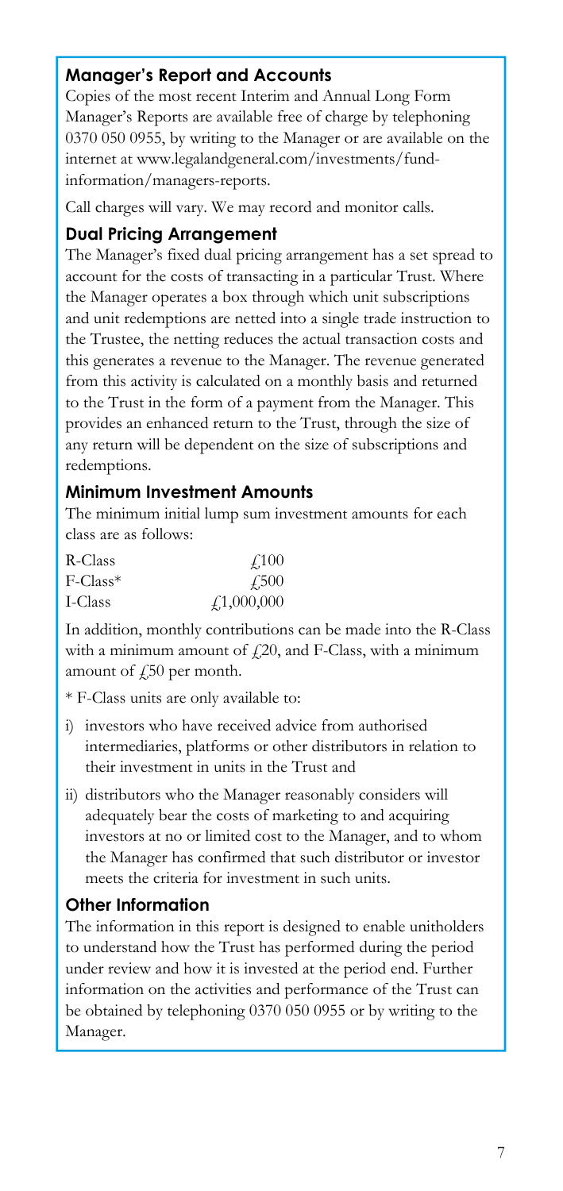## Manager's Report and Accounts

Copies of the most recent Interim and Annual Long Form Manager's Reports are available free of charge by telephoning 0370 050 0955, by writing to the Manager or are available on the internet at www.legalandgeneral.com/investments/fund-information/managers-reports.

Call charges will vary. We may record and monitor calls.

## Dual Pricing Arrangement

The Manager's fixed dual pricing arrangement has a set spread to account for the costs of transacting in a particular Trust. Where the Manager operates a box through which unit subscriptions and unit redemptions are netted into a single trade instruction to the Trustee, the netting reduces the actual transaction costs and this generates a revenue to the Manager. The revenue generated from this activity is calculated on a monthly basis and returned to the Trust in the form of a payment from the Manager. This provides an enhanced return to the Trust, through the size of any return will be dependent on the size of subscriptions and redemptions.

## Minimum Investment Amounts

The minimum initial lump sum investment amounts for each class are as follows:

| | |
|---|---|
| R-Class | £100 |
| F-Class* | £500 |
| I-Class | £1,000,000 |

In addition, monthly contributions can be made into the R-Class with a minimum amount of £20, and F-Class, with a minimum amount of £50 per month.

* F-Class units are only available to:

i) investors who have received advice from authorised intermediaries, platforms or other distributors in relation to their investment in units in the Trust and

ii) distributors who the Manager reasonably considers will adequately bear the costs of marketing to and acquiring investors at no or limited cost to the Manager, and to whom the Manager has confirmed that such distributor or investor meets the criteria for investment in such units.

## Other Information

The information in this report is designed to enable unitholders to understand how the Trust has performed during the period under review and how it is invested at the period end. Further information on the activities and performance of the Trust can be obtained by telephoning 0370 050 0955 or by writing to the Manager.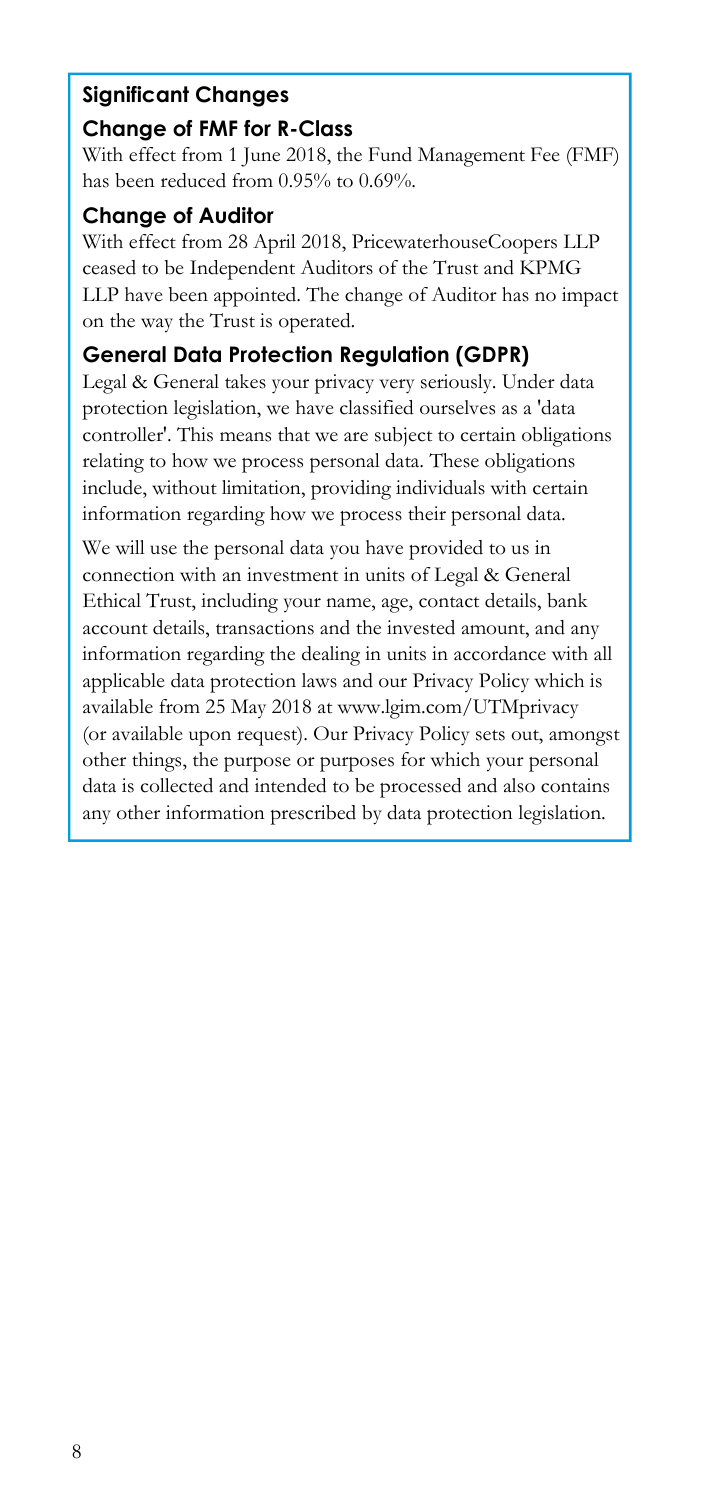## Significant Changes

### Change of FMF for R-Class

With effect from 1 June 2018, the Fund Management Fee (FMF) has been reduced from 0.95% to 0.69%.

### Change of Auditor

With effect from 28 April 2018, PricewaterhouseCoopers LLP ceased to be Independent Auditors of the Trust and KPMG LLP have been appointed. The change of Auditor has no impact on the way the Trust is operated.

### General Data Protection Regulation (GDPR)

Legal & General takes your privacy very seriously. Under data protection legislation, we have classified ourselves as a 'data controller'. This means that we are subject to certain obligations relating to how we process personal data. These obligations include, without limitation, providing individuals with certain information regarding how we process their personal data.

We will use the personal data you have provided to us in connection with an investment in units of Legal & General Ethical Trust, including your name, age, contact details, bank account details, transactions and the invested amount, and any information regarding the dealing in units in accordance with all applicable data protection laws and our Privacy Policy which is available from 25 May 2018 at www.lgim.com/UTMprivacy (or available upon request). Our Privacy Policy sets out, amongst other things, the purpose or purposes for which your personal data is collected and intended to be processed and also contains any other information prescribed by data protection legislation.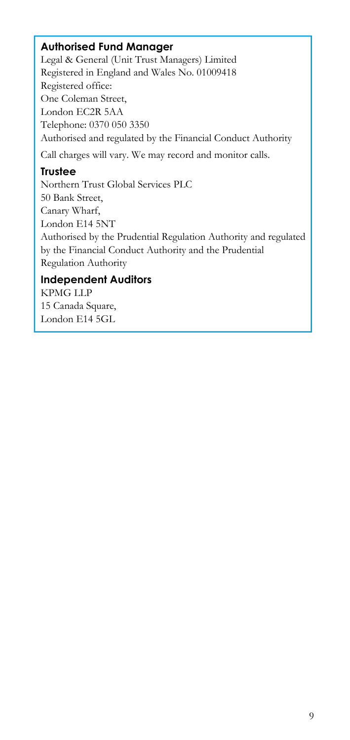### Authorised Fund Manager

Legal & General (Unit Trust Managers) Limited
Registered in England and Wales No. 01009418
Registered office:
One Coleman Street,
London EC2R 5AA
Telephone: 0370 050 3350
Authorised and regulated by the Financial Conduct Authority

Call charges will vary. We may record and monitor calls.

### Trustee

Northern Trust Global Services PLC
50 Bank Street,
Canary Wharf,
London E14 5NT
Authorised by the Prudential Regulation Authority and regulated by the Financial Conduct Authority and the Prudential Regulation Authority

### Independent Auditors

KPMG LLP
15 Canada Square,
London E14 5GL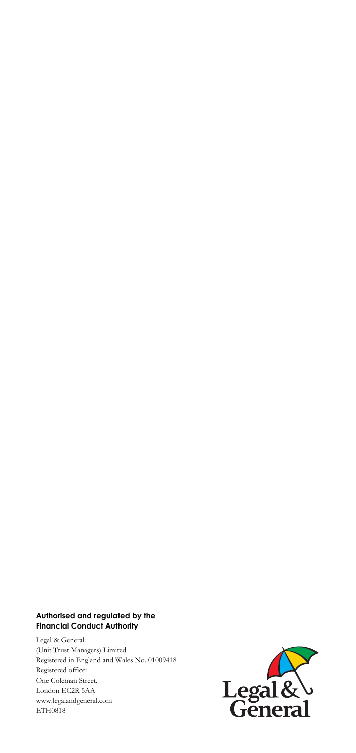**Authorised and regulated by the Financial Conduct Authority**

Legal & General
(Unit Trust Managers) Limited
Registered in England and Wales No. 01009418
Registered office:
One Coleman Street,
London EC2R 5AA
www.legalandgeneral.com
ETH0818